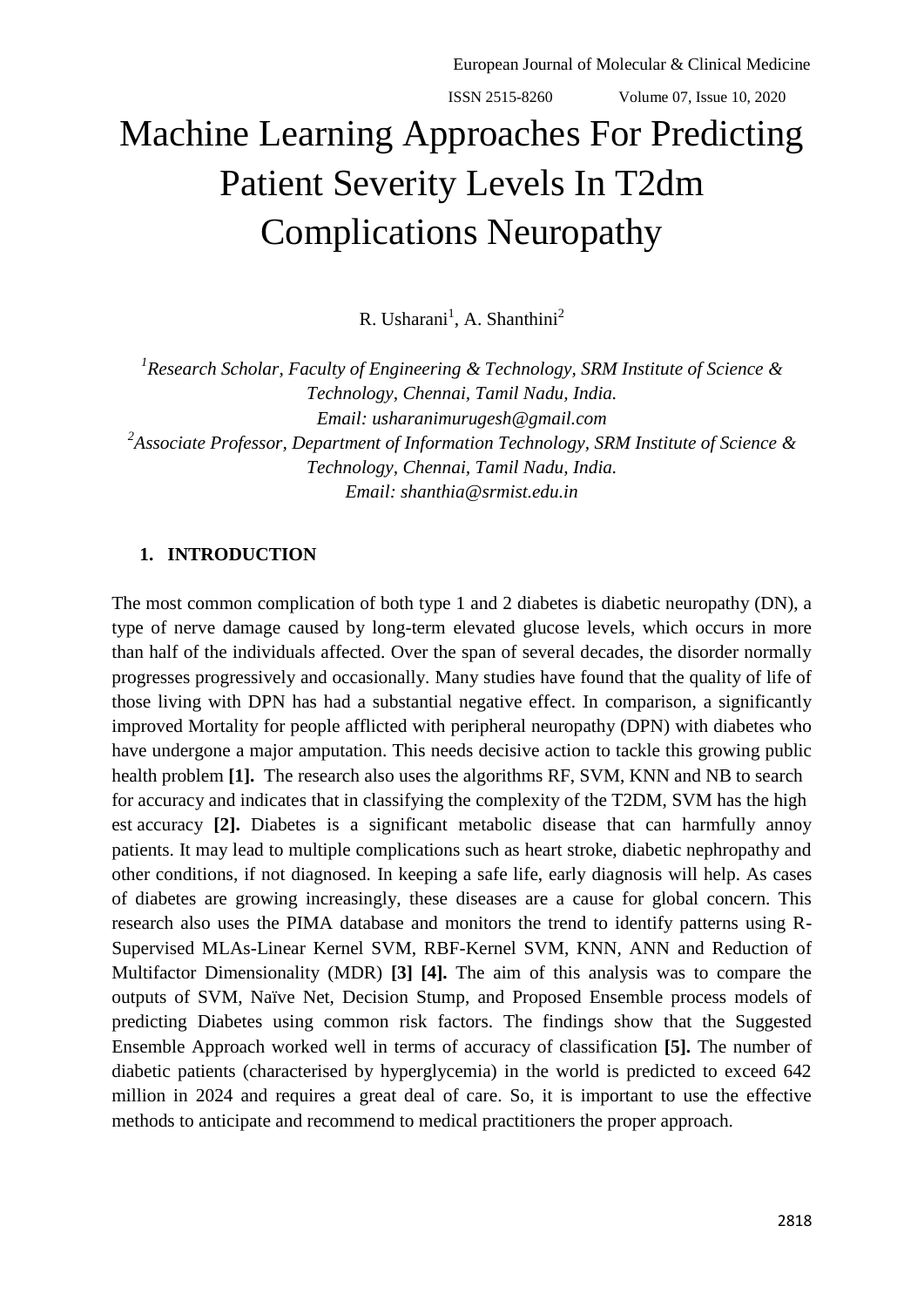# Machine Learning Approaches For Predicting Patient Severity Levels In T2dm Complications Neuropathy

R. Usharani[1], A. Shanthini[2]

[1]*Research Scholar, Faculty of Engineering & Technology, SRM Institute of Science & Technology, Chennai, Tamil Nadu, India.*
*Email: usharanimurugesh@gmail.com*

[2]*Associate Professor, Department of Information Technology, SRM Institute of Science & Technology, Chennai, Tamil Nadu, India.*
*Email: shanthia@srmist.edu.in*

## 1. INTRODUCTION

The most common complication of both type 1 and 2 diabetes is diabetic neuropathy (DN), a type of nerve damage caused by long-term elevated glucose levels, which occurs in more than half of the individuals affected. Over the span of several decades, the disorder normally progresses progressively and occasionally. Many studies have found that the quality of life of those living with DPN has had a substantial negative effect. In comparison, a significantly improved Mortality for people afflicted with peripheral neuropathy (DPN) with diabetes who have undergone a major amputation. This needs decisive action to tackle this growing public health problem **[1].** The research also uses the algorithms RF, SVM, KNN and NB to search for accuracy and indicates that in classifying the complexity of the T2DM, SVM has the high est accuracy **[2].** Diabetes is a significant metabolic disease that can harmfully annoy patients. It may lead to multiple complications such as heart stroke, diabetic nephropathy and other conditions, if not diagnosed. In keeping a safe life, early diagnosis will help. As cases of diabetes are growing increasingly, these diseases are a cause for global concern. This research also uses the PIMA database and monitors the trend to identify patterns using R-Supervised MLAs-Linear Kernel SVM, RBF-Kernel SVM, KNN, ANN and Reduction of Multifactor Dimensionality (MDR) **[3] [4].** The aim of this analysis was to compare the outputs of SVM, Naïve Net, Decision Stump, and Proposed Ensemble process models of predicting Diabetes using common risk factors. The findings show that the Suggested Ensemble Approach worked well in terms of accuracy of classification **[5].** The number of diabetic patients (characterised by hyperglycemia) in the world is predicted to exceed 642 million in 2024 and requires a great deal of care. So, it is important to use the effective methods to anticipate and recommend to medical practitioners the proper approach.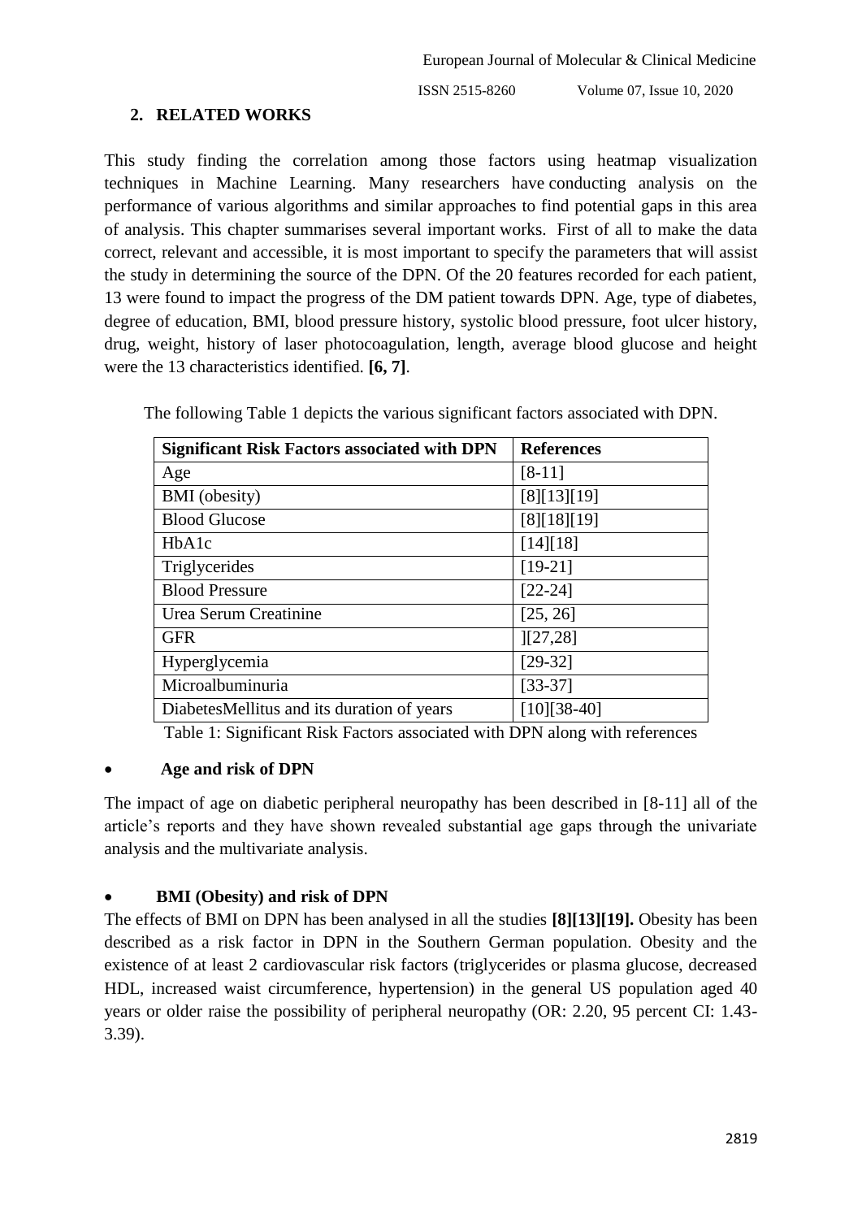## 2. RELATED WORKS

This study finding the correlation among those factors using heatmap visualization techniques in Machine Learning. Many researchers have conducting analysis on the performance of various algorithms and similar approaches to find potential gaps in this area of analysis. This chapter summarises several important works. First of all to make the data correct, relevant and accessible, it is most important to specify the parameters that will assist the study in determining the source of the DPN. Of the 20 features recorded for each patient, 13 were found to impact the progress of the DM patient towards DPN. Age, type of diabetes, degree of education, BMI, blood pressure history, systolic blood pressure, foot ulcer history, drug, weight, history of laser photocoagulation, length, average blood glucose and height were the 13 characteristics identified. **[6, 7]**.

The following Table 1 depicts the various significant factors associated with DPN.

| Significant Risk Factors associated with DPN | References |
|---|---|
| Age | [8-11] |
| BMI (obesity) | [8][13][19] |
| Blood Glucose | [8][18][19] |
| HbA1c | [14][18] |
| Triglycerides | [19-21] |
| Blood Pressure | [22-24] |
| Urea Serum Creatinine | [25, 26] |
| GFR | ][27,28] |
| Hyperglycemia | [29-32] |
| Microalbuminuria | [33-37] |
| DiabetesMellitus and its duration of years | [10][38-40] |

Table 1: Significant Risk Factors associated with DPN along with references

- **Age and risk of DPN**

The impact of age on diabetic peripheral neuropathy has been described in [8-11] all of the article's reports and they have shown revealed substantial age gaps through the univariate analysis and the multivariate analysis.

- **BMI (Obesity) and risk of DPN**

The effects of BMI on DPN has been analysed in all the studies **[8][13][19].** Obesity has been described as a risk factor in DPN in the Southern German population. Obesity and the existence of at least 2 cardiovascular risk factors (triglycerides or plasma glucose, decreased HDL, increased waist circumference, hypertension) in the general US population aged 40 years or older raise the possibility of peripheral neuropathy (OR: 2.20, 95 percent CI: 1.43-3.39).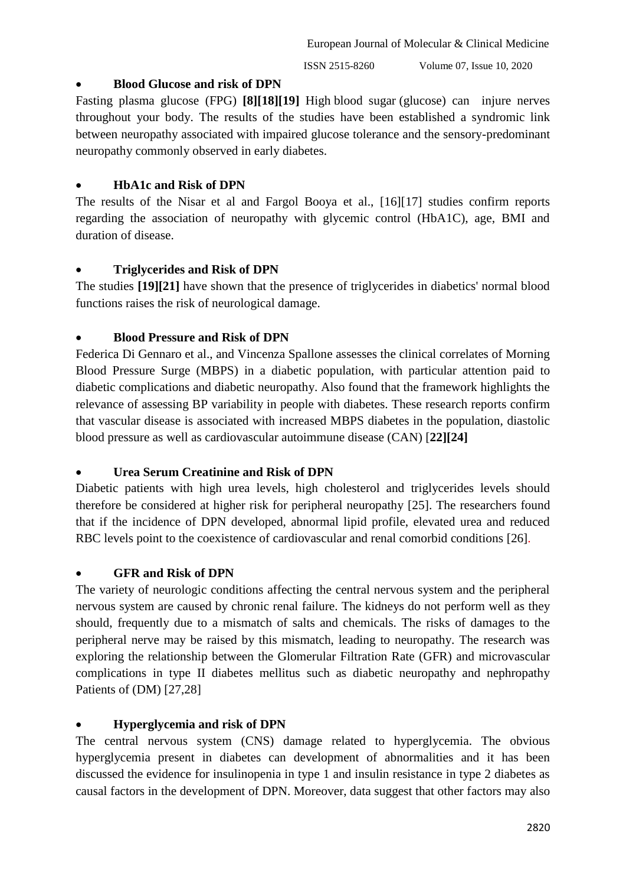- **Blood Glucose and risk of DPN**

Fasting plasma glucose (FPG) **[8][18][19]** High blood sugar (glucose) can injure nerves throughout your body. The results of the studies have been established a syndromic link between neuropathy associated with impaired glucose tolerance and the sensory-predominant neuropathy commonly observed in early diabetes.

- **HbA1c and Risk of DPN**

The results of the Nisar et al and Fargol Booya et al., [16][17] studies confirm reports regarding the association of neuropathy with glycemic control (HbA1C), age, BMI and duration of disease.

- **Triglycerides and Risk of DPN**

The studies **[19][21]** have shown that the presence of triglycerides in diabetics' normal blood functions raises the risk of neurological damage.

- **Blood Pressure and Risk of DPN**

Federica Di Gennaro et al., and Vincenza Spallone assesses the clinical correlates of Morning Blood Pressure Surge (MBPS) in a diabetic population, with particular attention paid to diabetic complications and diabetic neuropathy. Also found that the framework highlights the relevance of assessing BP variability in people with diabetes. These research reports confirm that vascular disease is associated with increased MBPS diabetes in the population, diastolic blood pressure as well as cardiovascular autoimmune disease (CAN) [**22][24]**

- **Urea Serum Creatinine and Risk of DPN**

Diabetic patients with high urea levels, high cholesterol and triglycerides levels should therefore be considered at higher risk for peripheral neuropathy [25]. The researchers found that if the incidence of DPN developed, abnormal lipid profile, elevated urea and reduced RBC levels point to the coexistence of cardiovascular and renal comorbid conditions [26].

- **GFR and Risk of DPN**

The variety of neurologic conditions affecting the central nervous system and the peripheral nervous system are caused by chronic renal failure. The kidneys do not perform well as they should, frequently due to a mismatch of salts and chemicals. The risks of damages to the peripheral nerve may be raised by this mismatch, leading to neuropathy. The research was exploring the relationship between the Glomerular Filtration Rate (GFR) and microvascular complications in type II diabetes mellitus such as diabetic neuropathy and nephropathy Patients of (DM) [27,28]

- **Hyperglycemia and risk of DPN**

The central nervous system (CNS) damage related to hyperglycemia. The obvious hyperglycemia present in diabetes can development of abnormalities and it has been discussed the evidence for insulinopenia in type 1 and insulin resistance in type 2 diabetes as causal factors in the development of DPN. Moreover, data suggest that other factors may also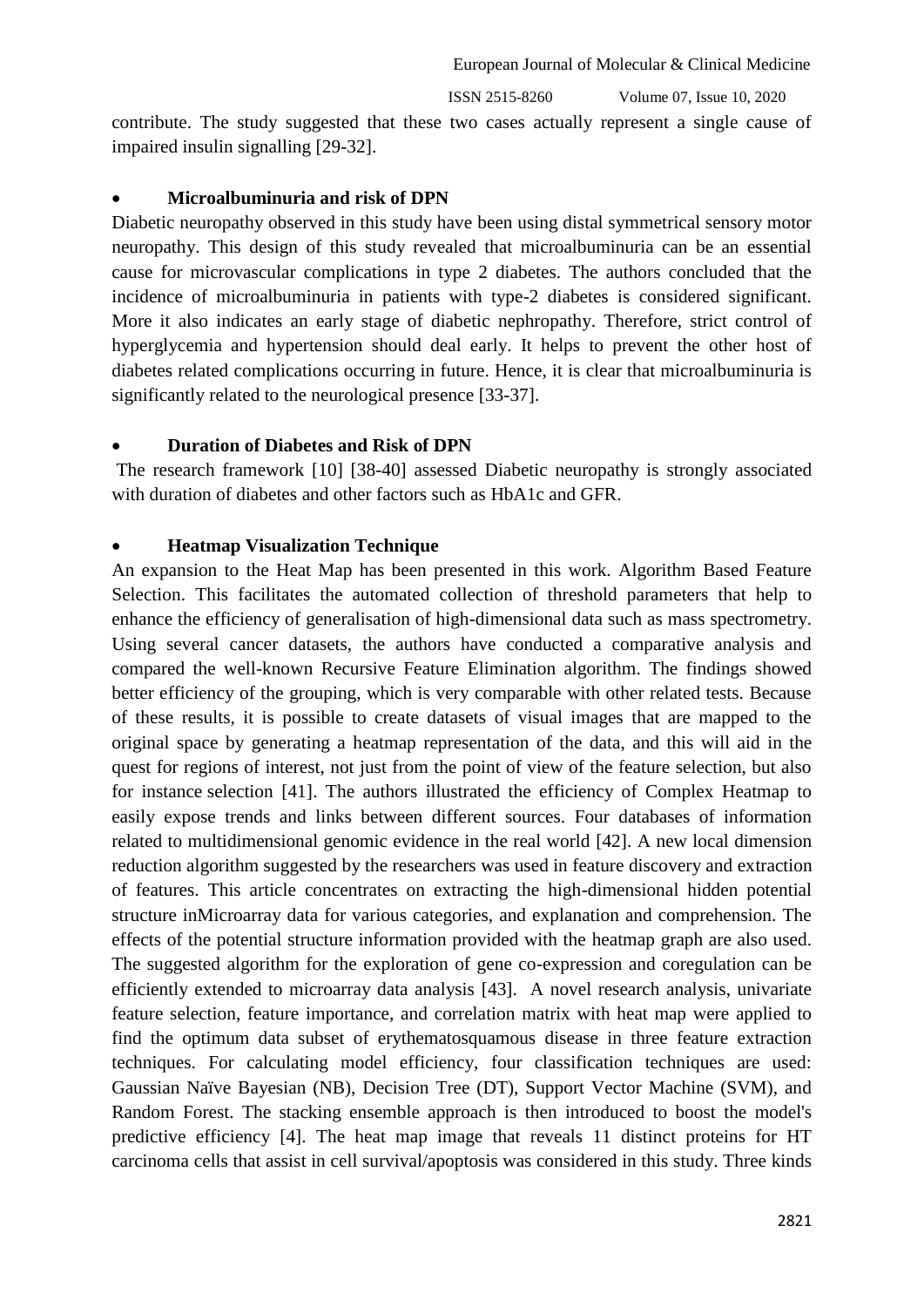contribute. The study suggested that these two cases actually represent a single cause of impaired insulin signalling [29-32].

- **Microalbuminuria and risk of DPN**

Diabetic neuropathy observed in this study have been using distal symmetrical sensory motor neuropathy. This design of this study revealed that microalbuminuria can be an essential cause for microvascular complications in type 2 diabetes. The authors concluded that the incidence of microalbuminuria in patients with type-2 diabetes is considered significant. More it also indicates an early stage of diabetic nephropathy. Therefore, strict control of hyperglycemia and hypertension should deal early. It helps to prevent the other host of diabetes related complications occurring in future. Hence, it is clear that microalbuminuria is significantly related to the neurological presence [33-37].

- **Duration of Diabetes and Risk of DPN**

The research framework [10] [38-40] assessed Diabetic neuropathy is strongly associated with duration of diabetes and other factors such as HbA1c and GFR.

- **Heatmap Visualization Technique**

An expansion to the Heat Map has been presented in this work. Algorithm Based Feature Selection. This facilitates the automated collection of threshold parameters that help to enhance the efficiency of generalisation of high-dimensional data such as mass spectrometry. Using several cancer datasets, the authors have conducted a comparative analysis and compared the well-known Recursive Feature Elimination algorithm. The findings showed better efficiency of the grouping, which is very comparable with other related tests. Because of these results, it is possible to create datasets of visual images that are mapped to the original space by generating a heatmap representation of the data, and this will aid in the quest for regions of interest, not just from the point of view of the feature selection, but also for instance selection [41]. The authors illustrated the efficiency of Complex Heatmap to easily expose trends and links between different sources. Four databases of information related to multidimensional genomic evidence in the real world [42]. A new local dimension reduction algorithm suggested by the researchers was used in feature discovery and extraction of features. This article concentrates on extracting the high-dimensional hidden potential structure inMicroarray data for various categories, and explanation and comprehension. The effects of the potential structure information provided with the heatmap graph are also used. The suggested algorithm for the exploration of gene co-expression and coregulation can be efficiently extended to microarray data analysis [43]. A novel research analysis, univariate feature selection, feature importance, and correlation matrix with heat map were applied to find the optimum data subset of erythematosquamous disease in three feature extraction techniques. For calculating model efficiency, four classification techniques are used: Gaussian Naïve Bayesian (NB), Decision Tree (DT), Support Vector Machine (SVM), and Random Forest. The stacking ensemble approach is then introduced to boost the model's predictive efficiency [4]. The heat map image that reveals 11 distinct proteins for HT carcinoma cells that assist in cell survival/apoptosis was considered in this study. Three kinds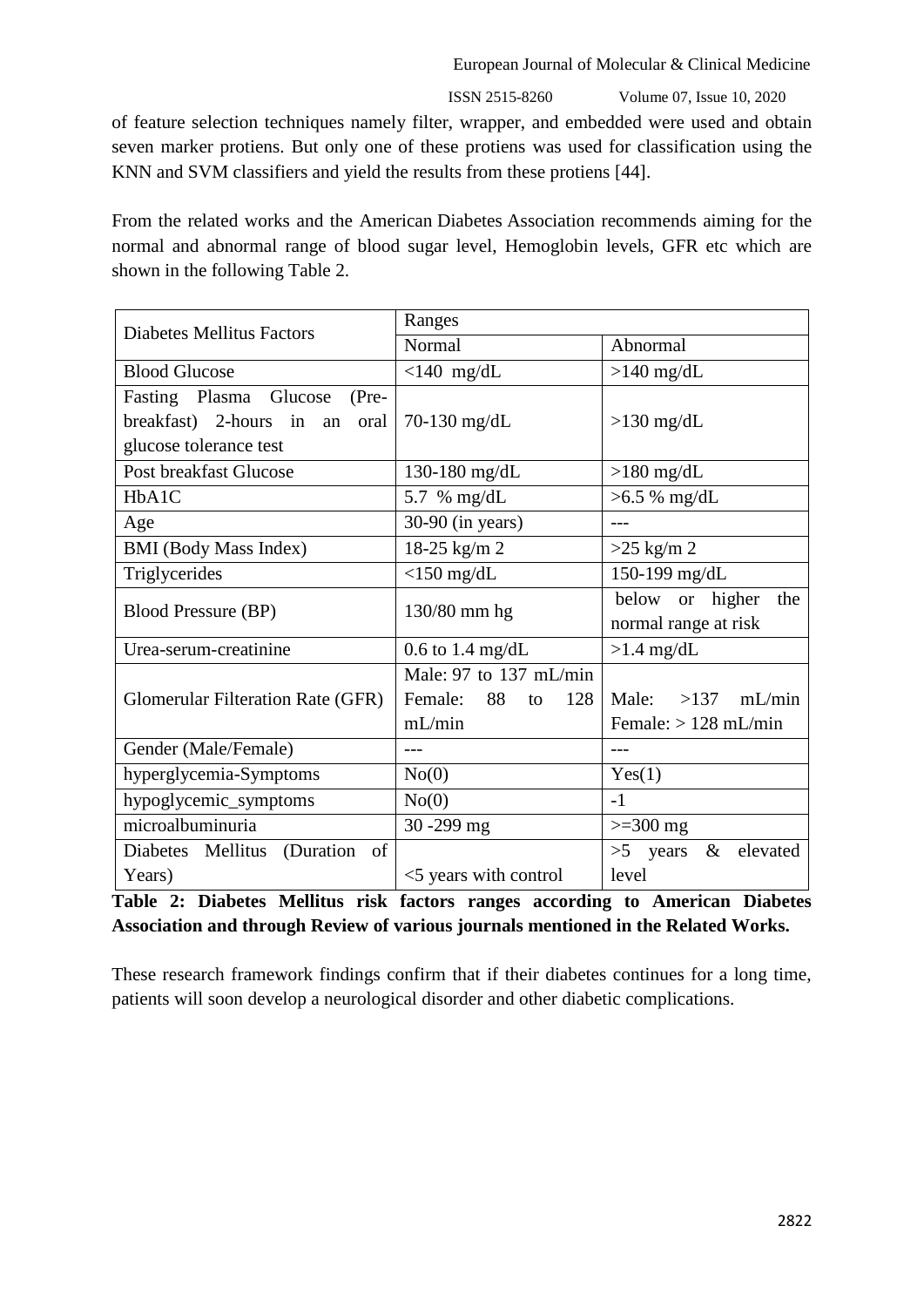of feature selection techniques namely filter, wrapper, and embedded were used and obtain seven marker protiens. But only one of these protiens was used for classification using the KNN and SVM classifiers and yield the results from these protiens [44].

From the related works and the American Diabetes Association recommends aiming for the normal and abnormal range of blood sugar level, Hemoglobin levels, GFR etc which are shown in the following Table 2.

| Diabetes Mellitus Factors | Ranges | |
|---|---|---|
| | Normal | Abnormal |
| Blood Glucose | <140 mg/dL | >140 mg/dL |
| Fasting Plasma Glucose (Pre-breakfast) 2-hours in an oral glucose tolerance test | 70-130 mg/dL | >130 mg/dL |
| Post breakfast Glucose | 130-180 mg/dL | >180 mg/dL |
| HbA1C | 5.7 % mg/dL | >6.5 % mg/dL |
| Age | 30-90 (in years) | --- |
| BMI (Body Mass Index) | 18-25 kg/m 2 | >25 kg/m 2 |
| Triglycerides | <150 mg/dL | 150-199 mg/dL |
| Blood Pressure (BP) | 130/80 mm hg | below or higher the normal range at risk |
| Urea-serum-creatinine | 0.6 to 1.4 mg/dL | >1.4 mg/dL |
| Glomerular Filteration Rate (GFR) | Male: 97 to 137 mL/min Female: 88 to 128 mL/min | Male: >137 mL/min Female: > 128 mL/min |
| Gender (Male/Female) | --- | --- |
| hyperglycemia-Symptoms | No(0) | Yes(1) |
| hypoglycemic_symptoms | No(0) | -1 |
| microalbuminuria | 30 -299 mg | >=300 mg |
| Diabetes Mellitus (Duration of Years) | <5 years with control | >5 years & elevated level |

**Table 2: Diabetes Mellitus risk factors ranges according to American Diabetes Association and through Review of various journals mentioned in the Related Works.**

These research framework findings confirm that if their diabetes continues for a long time, patients will soon develop a neurological disorder and other diabetic complications.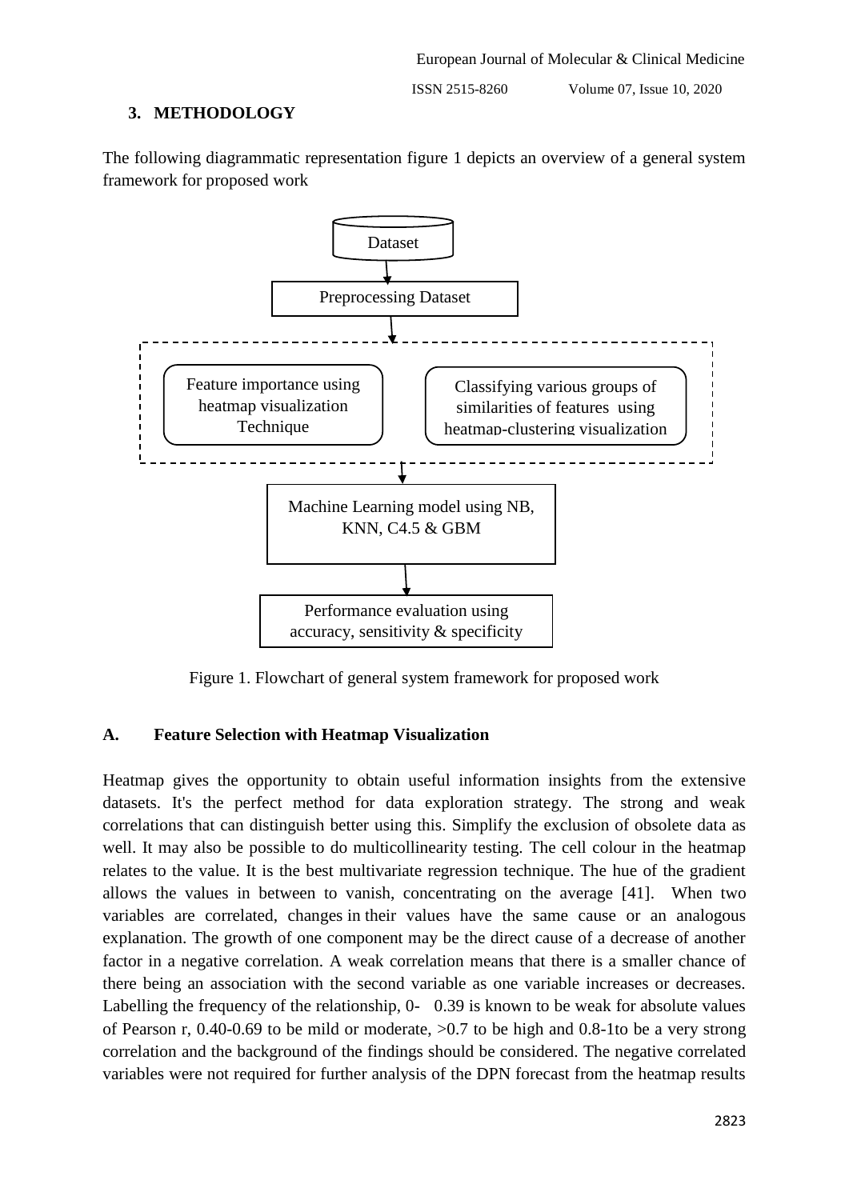## 3. METHODOLOGY

The following diagrammatic representation figure 1 depicts an overview of a general system framework for proposed work

Dataset

Preprocessing Dataset

Feature importance using heatmap visualization Technique

Classifying various groups of similarities of features using heatmap-clustering visualization

Machine Learning model using NB, KNN, C4.5 & GBM

Performance evaluation using accuracy, sensitivity & specificity

Figure 1. Flowchart of general system framework for proposed work

### A. Feature Selection with Heatmap Visualization

Heatmap gives the opportunity to obtain useful information insights from the extensive datasets. It's the perfect method for data exploration strategy. The strong and weak correlations that can distinguish better using this. Simplify the exclusion of obsolete data as well. It may also be possible to do multicollinearity testing. The cell colour in the heatmap relates to the value. It is the best multivariate regression technique. The hue of the gradient allows the values in between to vanish, concentrating on the average [41]. When two variables are correlated, changes in their values have the same cause or an analogous explanation. The growth of one component may be the direct cause of a decrease of another factor in a negative correlation. A weak correlation means that there is a smaller chance of there being an association with the second variable as one variable increases or decreases. Labelling the frequency of the relationship, 0- 0.39 is known to be weak for absolute values of Pearson r, 0.40-0.69 to be mild or moderate, >0.7 to be high and 0.8-1to be a very strong correlation and the background of the findings should be considered. The negative correlated variables were not required for further analysis of the DPN forecast from the heatmap results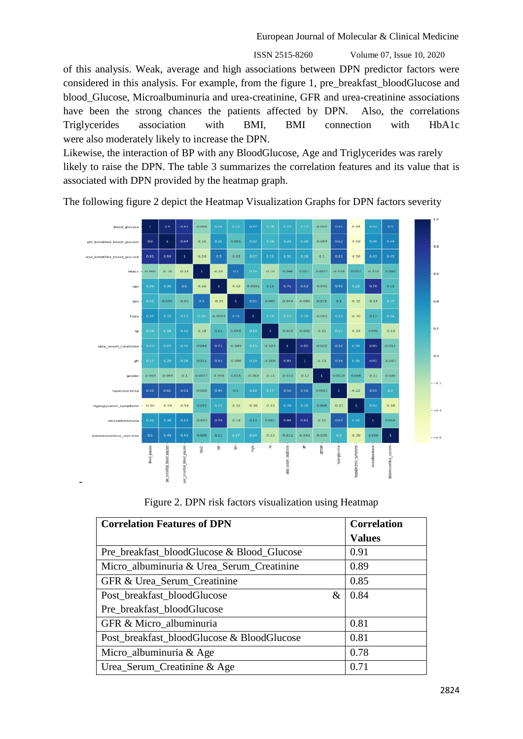of this analysis. Weak, average and high associations between DPN predictor factors were considered in this analysis. For example, from the figure 1, pre_breakfast_bloodGlucose and blood_Glucose, Microalbuminuria and urea-creatinine, GFR and urea-creatinine associations have been the strong chances the patients affected by DPN. Also, the correlations Triglycerides association with BMI, BMI connection with HbA1c were also moderately likely to increase the DPN.

Likewise, the interaction of BP with any BloodGlucose, Age and Triglycerides was rarely likely to raise the DPN. The table 3 summarizes the correlation features and its value that is associated with DPN provided by the heatmap graph.

The following figure 2 depict the Heatmap Visualization Graphs for DPN factors severity

Figure 2. DPN risk factors visualization using Heatmap

| Correlation Features of DPN | Correlation Values |
|---|---|
| Pre_breakfast_bloodGlucose & Blood_Glucose | 0.91 |
| Micro_albuminuria & Urea_Serum_Creatinine | 0.89 |
| GFR & Urea_Serum_Creatinine | 0.85 |
| Post_breakfast_bloodGlucose & Pre_breakfast_bloodGlucose | 0.84 |
| GFR & Micro_albuminuria | 0.81 |
| Post_breakfast_bloodGlucose & BloodGlucose | 0.81 |
| Micro_albuminuria & Age | 0.78 |
| Urea_Serum_Creatinine & Age | 0.71 |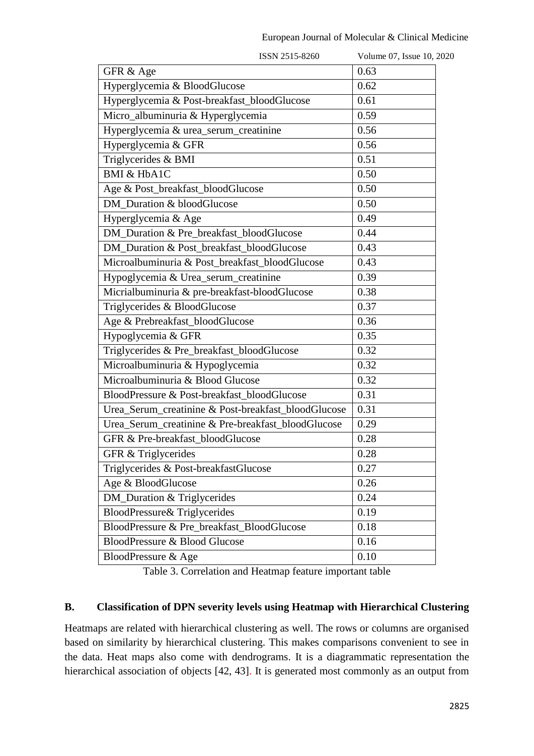| GFR & Age | 0.63 |
|---|---|
| Hyperglycemia & BloodGlucose | 0.62 |
| Hyperglycemia & Post-breakfast_bloodGlucose | 0.61 |
| Micro_albuminuria & Hyperglycemia | 0.59 |
| Hyperglycemia & urea_serum_creatinine | 0.56 |
| Hyperglycemia & GFR | 0.56 |
| Triglycerides & BMI | 0.51 |
| BMI & HbA1C | 0.50 |
| Age & Post_breakfast_bloodGlucose | 0.50 |
| DM_Duration & bloodGlucose | 0.50 |
| Hyperglycemia & Age | 0.49 |
| DM_Duration & Pre_breakfast_bloodGlucose | 0.44 |
| DM_Duration & Post_breakfast_bloodGlucose | 0.43 |
| Microalbuminuria & Post_breakfast_bloodGlucose | 0.43 |
| Hypoglycemia & Urea_serum_creatinine | 0.39 |
| Micrialbuminuria & pre-breakfast-bloodGlucose | 0.38 |
| Triglycerides & BloodGlucose | 0.37 |
| Age & Prebreakfast_bloodGlucose | 0.36 |
| Hypoglycemia & GFR | 0.35 |
| Triglycerides & Pre_breakfast_bloodGlucose | 0.32 |
| Microalbuminuria & Hypoglycemia | 0.32 |
| Microalbuminuria & Blood Glucose | 0.32 |
| BloodPressure & Post-breakfast_bloodGlucose | 0.31 |
| Urea_Serum_creatinine & Post-breakfast_bloodGlucose | 0.31 |
| Urea_Serum_creatinine & Pre-breakfast_bloodGlucose | 0.29 |
| GFR & Pre-breakfast_bloodGlucose | 0.28 |
| GFR & Triglycerides | 0.28 |
| Triglycerides & Post-breakfastGlucose | 0.27 |
| Age & BloodGlucose | 0.26 |
| DM_Duration & Triglycerides | 0.24 |
| BloodPressure& Triglycerides | 0.19 |
| BloodPressure & Pre_breakfast_BloodGlucose | 0.18 |
| BloodPressure & Blood Glucose | 0.16 |
| BloodPressure & Age | 0.10 |

Table 3. Correlation and Heatmap feature important table

### B. Classification of DPN severity levels using Heatmap with Hierarchical Clustering

Heatmaps are related with hierarchical clustering as well. The rows or columns are organised based on similarity by hierarchical clustering. This makes comparisons convenient to see in the data. Heat maps also come with dendrograms. It is a diagrammatic representation the hierarchical association of objects [42, 43]. It is generated most commonly as an output from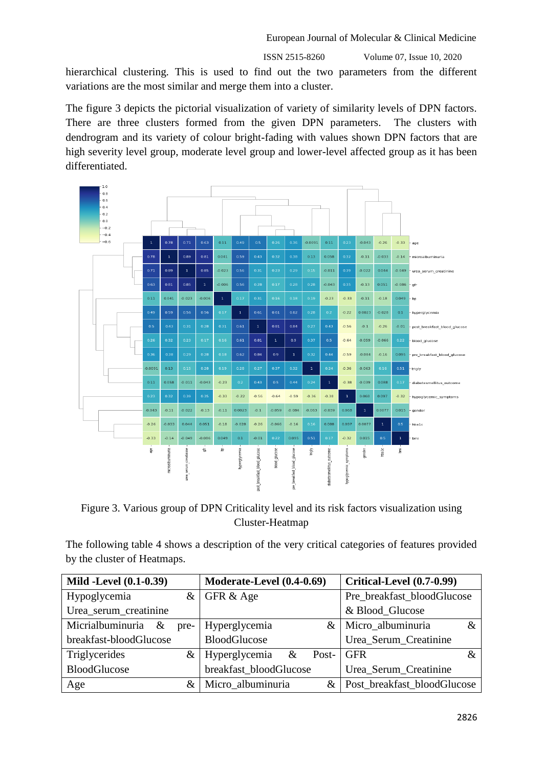hierarchical clustering. This is used to find out the two parameters from the different variations are the most similar and merge them into a cluster.

The figure 3 depicts the pictorial visualization of variety of similarity levels of DPN factors. There are three clusters formed from the given DPN parameters. The clusters with dendrogram and its variety of colour bright-fading with values shown DPN factors that are high severity level group, moderate level group and lower-level affected group as it has been differentiated.

Figure 3. Various group of DPN Criticality level and its risk factors visualization using Cluster-Heatmap

The following table 4 shows a description of the very critical categories of features provided by the cluster of Heatmaps.

| Mild -Level (0.1-0.39) | Moderate-Level (0.4-0.69) | Critical-Level (0.7-0.99) |
|---|---|---|
| Hypoglycemia & Urea_serum_creatinine | GFR & Age | Pre_breakfast_bloodGlucose & Blood_Glucose |
| Micrialbuminuria & pre-breakfast-bloodGlucose | Hyperglycemia & BloodGlucose | Micro_albuminuria & Urea_Serum_Creatinine |
| Triglycerides & BloodGlucose | Hyperglycemia & Post-breakfast_bloodGlucose | GFR & Urea_Serum_Creatinine |
| Age & | Micro_albuminuria & | Post_breakfast_bloodGlucose |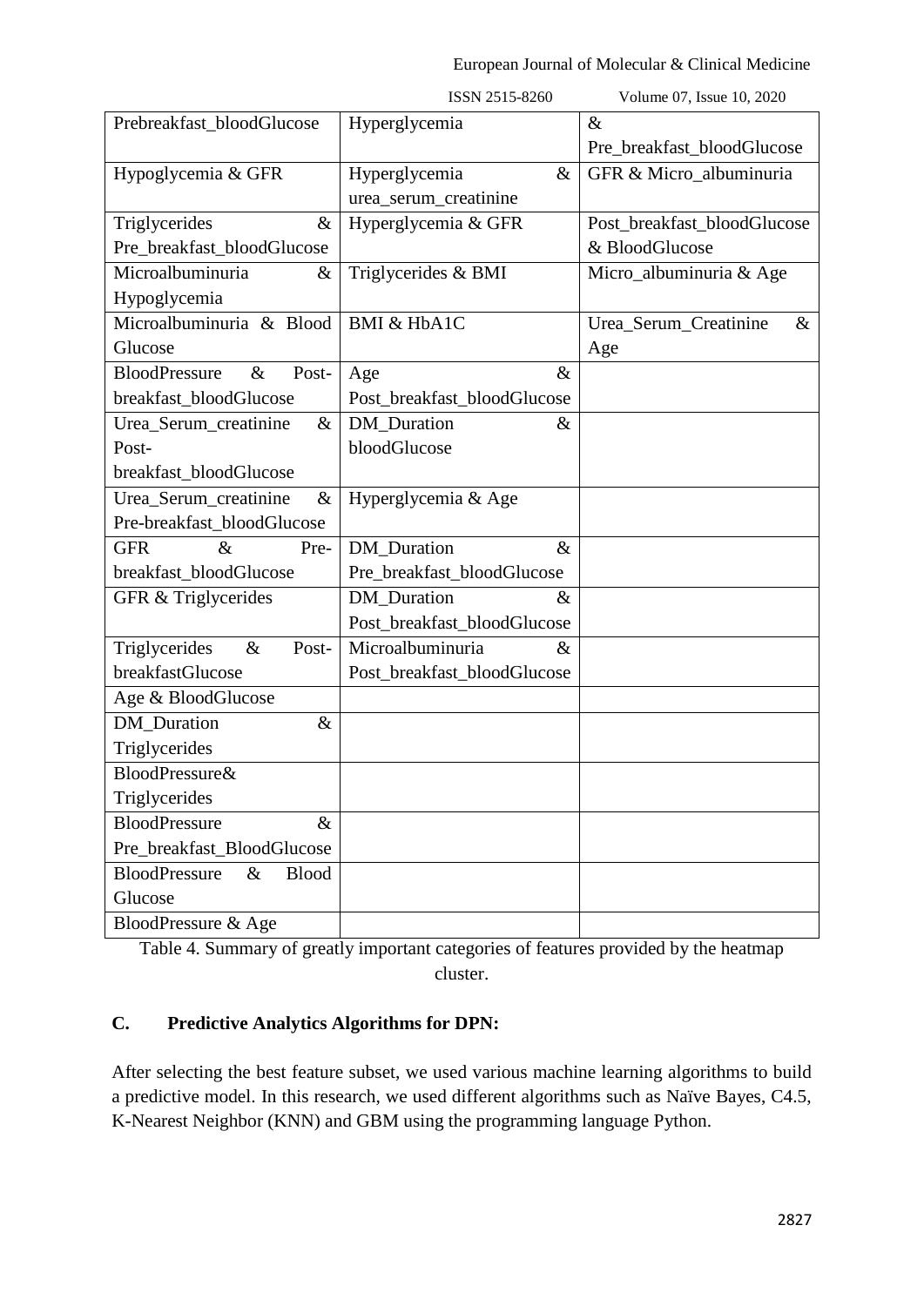| | | |
|---|---|---|
| Prebreakfast_bloodGlucose | Hyperglycemia | & Pre_breakfast_bloodGlucose |
| Hypoglycemia & GFR | Hyperglycemia & urea_serum_creatinine | GFR & Micro_albuminuria |
| Triglycerides & Pre_breakfast_bloodGlucose | Hyperglycemia & GFR | Post_breakfast_bloodGlucose & BloodGlucose |
| Microalbuminuria & Hypoglycemia | Triglycerides & BMI | Micro_albuminuria & Age |
| Microalbuminuria & Blood Glucose | BMI & HbA1C | Urea_Serum_Creatinine & Age |
| BloodPressure & Post-breakfast_bloodGlucose | Age & Post_breakfast_bloodGlucose | |
| Urea_Serum_creatinine & Post-breakfast_bloodGlucose | DM_Duration & bloodGlucose | |
| Urea_Serum_creatinine & Pre-breakfast_bloodGlucose | Hyperglycemia & Age | |
| GFR & Pre-breakfast_bloodGlucose | DM_Duration & Pre_breakfast_bloodGlucose | |
| GFR & Triglycerides | DM_Duration & Post_breakfast_bloodGlucose | |
| Triglycerides & Post-breakfastGlucose | Microalbuminuria & Post_breakfast_bloodGlucose | |
| Age & BloodGlucose | | |
| DM_Duration & Triglycerides | | |
| BloodPressure& Triglycerides | | |
| BloodPressure & Pre_breakfast_BloodGlucose | | |
| BloodPressure & Blood Glucose | | |
| BloodPressure & Age | | |

Table 4. Summary of greatly important categories of features provided by the heatmap cluster.

### C. Predictive Analytics Algorithms for DPN:

After selecting the best feature subset, we used various machine learning algorithms to build a predictive model. In this research, we used different algorithms such as Naïve Bayes, C4.5, K-Nearest Neighbor (KNN) and GBM using the programming language Python.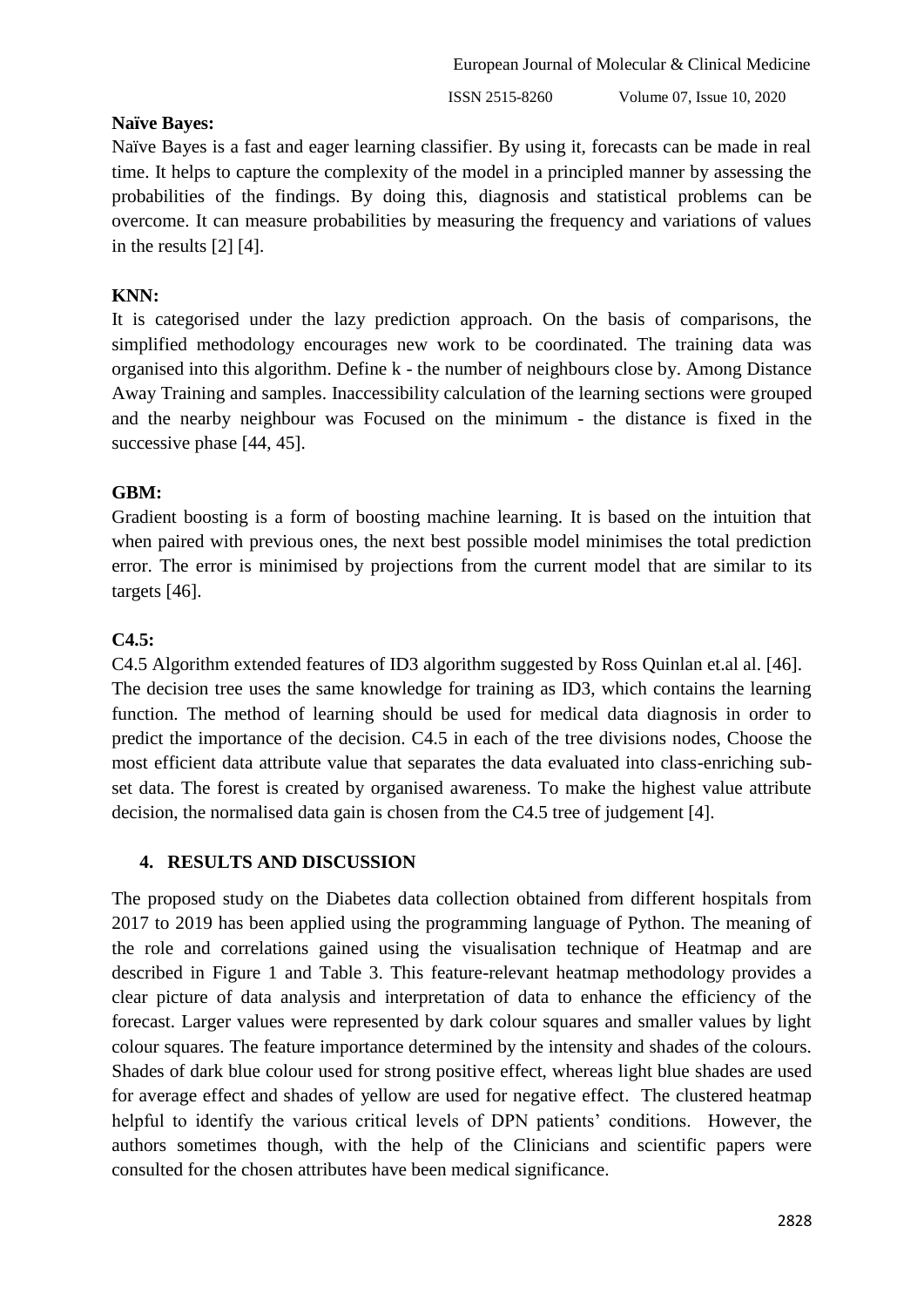**Naïve Bayes:**

Naïve Bayes is a fast and eager learning classifier. By using it, forecasts can be made in real time. It helps to capture the complexity of the model in a principled manner by assessing the probabilities of the findings. By doing this, diagnosis and statistical problems can be overcome. It can measure probabilities by measuring the frequency and variations of values in the results [2] [4].

**KNN:**

It is categorised under the lazy prediction approach. On the basis of comparisons, the simplified methodology encourages new work to be coordinated. The training data was organised into this algorithm. Define k - the number of neighbours close by. Among Distance Away Training and samples. Inaccessibility calculation of the learning sections were grouped and the nearby neighbour was Focused on the minimum - the distance is fixed in the successive phase [44, 45].

**GBM:**

Gradient boosting is a form of boosting machine learning. It is based on the intuition that when paired with previous ones, the next best possible model minimises the total prediction error. The error is minimised by projections from the current model that are similar to its targets [46].

**C4.5:**

C4.5 Algorithm extended features of ID3 algorithm suggested by Ross Quinlan et.al al. [46]. The decision tree uses the same knowledge for training as ID3, which contains the learning function. The method of learning should be used for medical data diagnosis in order to predict the importance of the decision. C4.5 in each of the tree divisions nodes, Choose the most efficient data attribute value that separates the data evaluated into class-enriching sub-set data. The forest is created by organised awareness. To make the highest value attribute decision, the normalised data gain is chosen from the C4.5 tree of judgement [4].

## 4. RESULTS AND DISCUSSION

The proposed study on the Diabetes data collection obtained from different hospitals from 2017 to 2019 has been applied using the programming language of Python. The meaning of the role and correlations gained using the visualisation technique of Heatmap and are described in Figure 1 and Table 3. This feature-relevant heatmap methodology provides a clear picture of data analysis and interpretation of data to enhance the efficiency of the forecast. Larger values were represented by dark colour squares and smaller values by light colour squares. The feature importance determined by the intensity and shades of the colours. Shades of dark blue colour used for strong positive effect, whereas light blue shades are used for average effect and shades of yellow are used for negative effect. The clustered heatmap helpful to identify the various critical levels of DPN patients' conditions. However, the authors sometimes though, with the help of the Clinicians and scientific papers were consulted for the chosen attributes have been medical significance.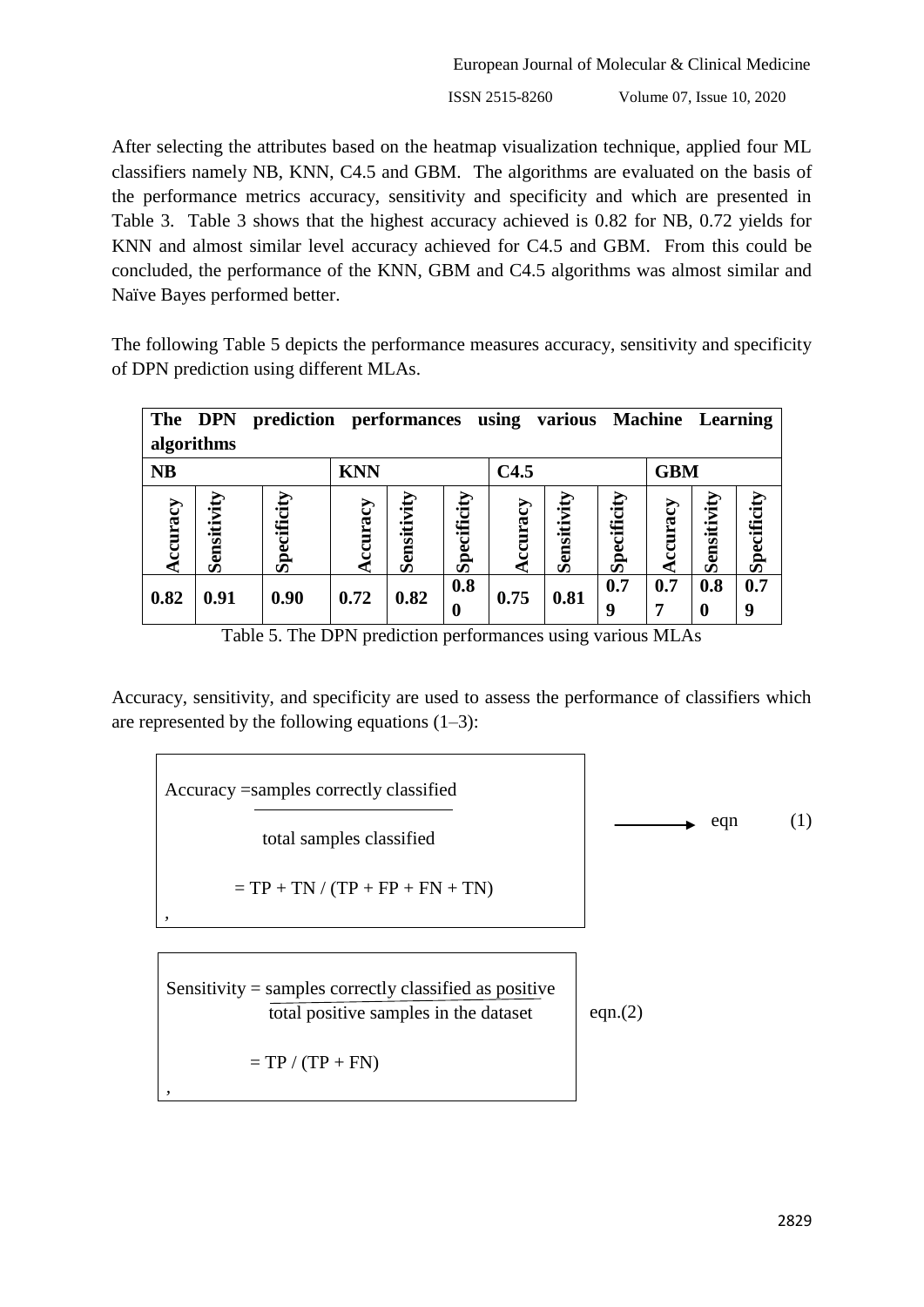After selecting the attributes based on the heatmap visualization technique, applied four ML classifiers namely NB, KNN, C4.5 and GBM. The algorithms are evaluated on the basis of the performance metrics accuracy, sensitivity and specificity and which are presented in Table 3. Table 3 shows that the highest accuracy achieved is 0.82 for NB, 0.72 yields for KNN and almost similar level accuracy achieved for C4.5 and GBM. From this could be concluded, the performance of the KNN, GBM and C4.5 algorithms was almost similar and Naïve Bayes performed better.

The following Table 5 depicts the performance measures accuracy, sensitivity and specificity of DPN prediction using different MLAs.

| **The DPN prediction performances using various Machine Learning algorithms** | | | | | | | | | | | |
|---|---|---|---|---|---|---|---|---|---|---|---|
| **NB** | | | **KNN** | | | **C4.5** | | | **GBM** | | |
| **Accuracy** | **Sensitivity** | **Specificity** | **Accuracy** | **Sensitivity** | **Specificity** | **Accuracy** | **Sensitivity** | **Specificity** | **Accuracy** | **Sensitivity** | **Specificity** |
| **0.82** | **0.91** | **0.90** | **0.72** | **0.82** | **0.80** | **0.75** | **0.81** | **0.79** | **0.77** | **0.80** | **0.79** |

Table 5. The DPN prediction performances using various MLAs

Accuracy, sensitivity, and specificity are used to assess the performance of classifiers which are represented by the following equations (1–3):

$$\text{Accuracy} = \frac{\text{samples correctly classified}}{\text{total samples classified}} = TP + TN / (TP + FP + FN + TN) \qquad \text{eqn (1)}$$

$$\text{Sensitivity} = \frac{\text{samples correctly classified as positive}}{\text{total positive samples in the dataset}} = TP / (TP + FN) \qquad \text{eqn.(2)}$$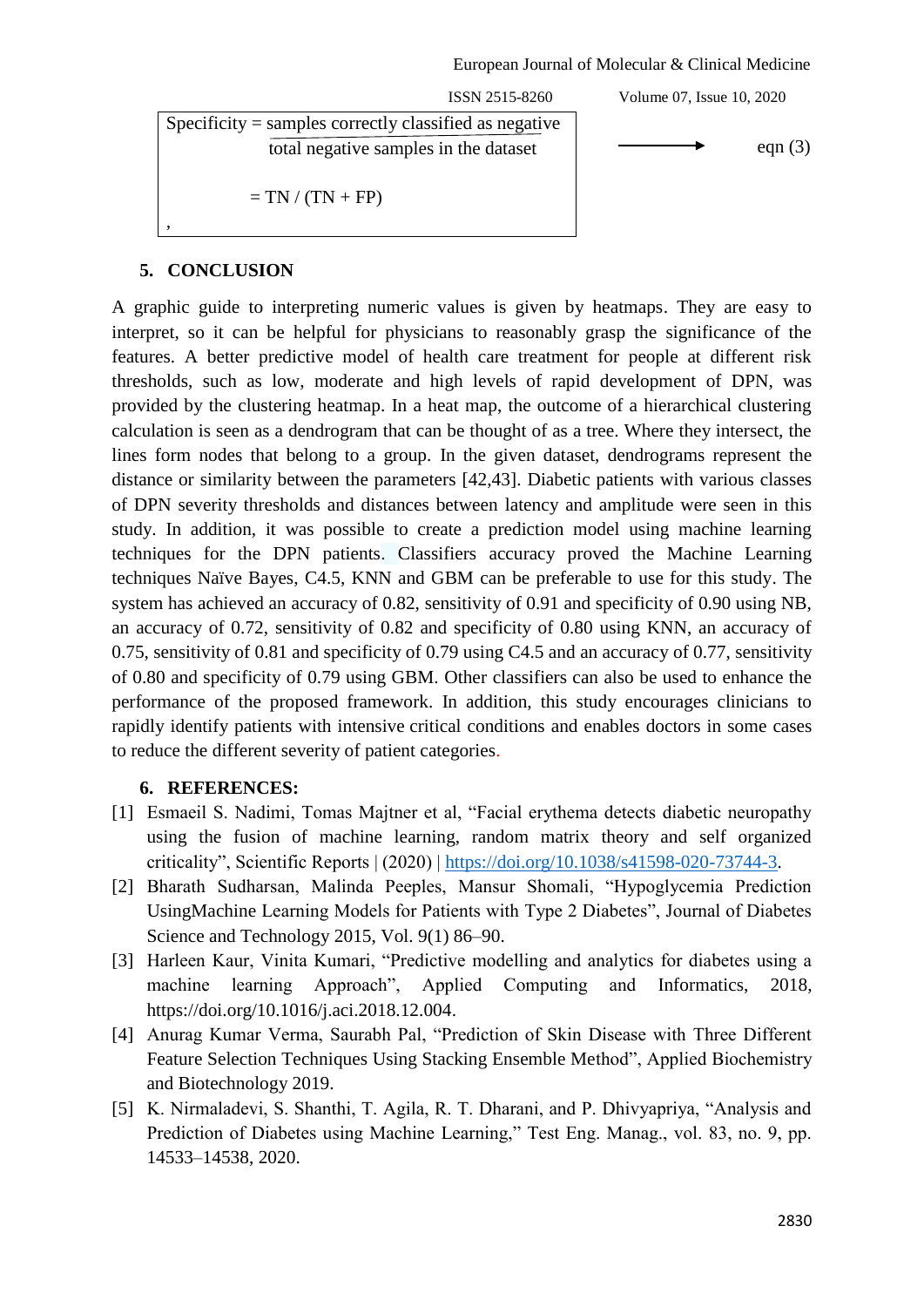$$\text{Specificity} = \frac{\text{samples correctly classified as negative}}{\text{total negative samples in the dataset}} = TN / (TN + FP) \quad \text{eqn (3)}$$

,

## 5. CONCLUSION

A graphic guide to interpreting numeric values is given by heatmaps. They are easy to interpret, so it can be helpful for physicians to reasonably grasp the significance of the features. A better predictive model of health care treatment for people at different risk thresholds, such as low, moderate and high levels of rapid development of DPN, was provided by the clustering heatmap. In a heat map, the outcome of a hierarchical clustering calculation is seen as a dendrogram that can be thought of as a tree. Where they intersect, the lines form nodes that belong to a group. In the given dataset, dendrograms represent the distance or similarity between the parameters [42,43]. Diabetic patients with various classes of DPN severity thresholds and distances between latency and amplitude were seen in this study. In addition, it was possible to create a prediction model using machine learning techniques for the DPN patients. Classifiers accuracy proved the Machine Learning techniques Naïve Bayes, C4.5, KNN and GBM can be preferable to use for this study. The system has achieved an accuracy of 0.82, sensitivity of 0.91 and specificity of 0.90 using NB, an accuracy of 0.72, sensitivity of 0.82 and specificity of 0.80 using KNN, an accuracy of 0.75, sensitivity of 0.81 and specificity of 0.79 using C4.5 and an accuracy of 0.77, sensitivity of 0.80 and specificity of 0.79 using GBM. Other classifiers can also be used to enhance the performance of the proposed framework. In addition, this study encourages clinicians to rapidly identify patients with intensive critical conditions and enables doctors in some cases to reduce the different severity of patient categories.

## 6. REFERENCES:

[1] Esmaeil S. Nadimi, Tomas Majtner et al, "Facial erythema detects diabetic neuropathy using the fusion of machine learning, random matrix theory and self organized criticality", Scientific Reports | (2020) | https://doi.org/10.1038/s41598-020-73744-3.

[2] Bharath Sudharsan, Malinda Peeples, Mansur Shomali, "Hypoglycemia Prediction UsingMachine Learning Models for Patients with Type 2 Diabetes", Journal of Diabetes Science and Technology 2015, Vol. 9(1) 86–90.

[3] Harleen Kaur, Vinita Kumari, "Predictive modelling and analytics for diabetes using a machine learning Approach", Applied Computing and Informatics, 2018, https://doi.org/10.1016/j.aci.2018.12.004.

[4] Anurag Kumar Verma, Saurabh Pal, "Prediction of Skin Disease with Three Different Feature Selection Techniques Using Stacking Ensemble Method", Applied Biochemistry and Biotechnology 2019.

[5] K. Nirmaladevi, S. Shanthi, T. Agila, R. T. Dharani, and P. Dhivyapriya, "Analysis and Prediction of Diabetes using Machine Learning," Test Eng. Manag., vol. 83, no. 9, pp. 14533–14538, 2020.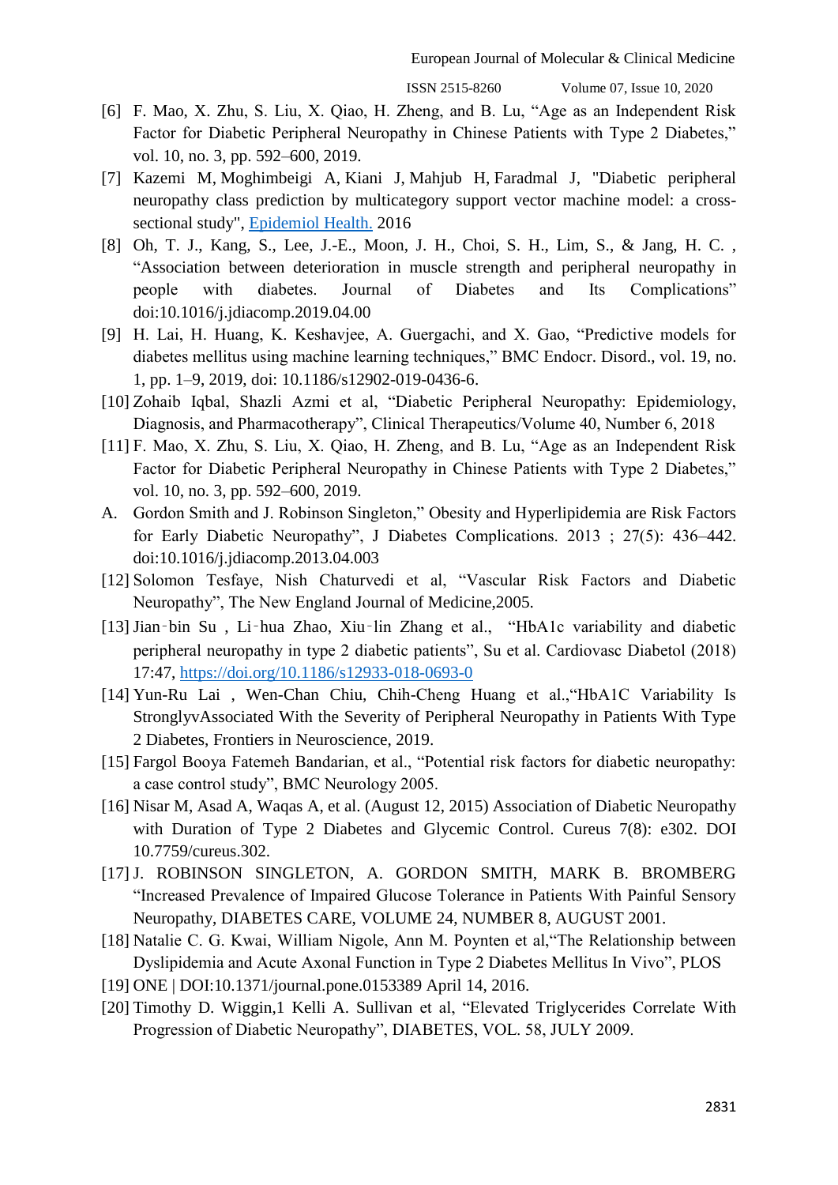[6] F. Mao, X. Zhu, S. Liu, X. Qiao, H. Zheng, and B. Lu, "Age as an Independent Risk Factor for Diabetic Peripheral Neuropathy in Chinese Patients with Type 2 Diabetes," vol. 10, no. 3, pp. 592–600, 2019.

[7] Kazemi M, Moghimbeigi A, Kiani J, Mahjub H, Faradmal J, "Diabetic peripheral neuropathy class prediction by multicategory support vector machine model: a cross-sectional study", Epidemiol Health. 2016

[8] Oh, T. J., Kang, S., Lee, J.-E., Moon, J. H., Choi, S. H., Lim, S., & Jang, H. C. , "Association between deterioration in muscle strength and peripheral neuropathy in people with diabetes. Journal of Diabetes and Its Complications" doi:10.1016/j.jdiacomp.2019.04.00

[9] H. Lai, H. Huang, K. Keshavjee, A. Guergachi, and X. Gao, "Predictive models for diabetes mellitus using machine learning techniques," BMC Endocr. Disord., vol. 19, no. 1, pp. 1–9, 2019, doi: 10.1186/s12902-019-0436-6.

[10] Zohaib Iqbal, Shazli Azmi et al, "Diabetic Peripheral Neuropathy: Epidemiology, Diagnosis, and Pharmacotherapy", Clinical Therapeutics/Volume 40, Number 6, 2018

[11] F. Mao, X. Zhu, S. Liu, X. Qiao, H. Zheng, and B. Lu, "Age as an Independent Risk Factor for Diabetic Peripheral Neuropathy in Chinese Patients with Type 2 Diabetes," vol. 10, no. 3, pp. 592–600, 2019.

A. Gordon Smith and J. Robinson Singleton," Obesity and Hyperlipidemia are Risk Factors for Early Diabetic Neuropathy", J Diabetes Complications. 2013 ; 27(5): 436–442. doi:10.1016/j.jdiacomp.2013.04.003

[12] Solomon Tesfaye, Nish Chaturvedi et al, "Vascular Risk Factors and Diabetic Neuropathy", The New England Journal of Medicine,2005.

[13] Jian-bin Su , Li-hua Zhao, Xiu-lin Zhang et al., "HbA1c variability and diabetic peripheral neuropathy in type 2 diabetic patients", Su et al. Cardiovasc Diabetol (2018) 17:47, https://doi.org/10.1186/s12933-018-0693-0

[14] Yun-Ru Lai , Wen-Chan Chiu, Chih-Cheng Huang et al.,"HbA1C Variability Is StronglyvAssociated With the Severity of Peripheral Neuropathy in Patients With Type 2 Diabetes, Frontiers in Neuroscience, 2019.

[15] Fargol Booya Fatemeh Bandarian, et al., "Potential risk factors for diabetic neuropathy: a case control study", BMC Neurology 2005.

[16] Nisar M, Asad A, Waqas A, et al. (August 12, 2015) Association of Diabetic Neuropathy with Duration of Type 2 Diabetes and Glycemic Control. Cureus 7(8): e302. DOI 10.7759/cureus.302.

[17] J. ROBINSON SINGLETON, A. GORDON SMITH, MARK B. BROMBERG "Increased Prevalence of Impaired Glucose Tolerance in Patients With Painful Sensory Neuropathy, DIABETES CARE, VOLUME 24, NUMBER 8, AUGUST 2001.

[18] Natalie C. G. Kwai, William Nigole, Ann M. Poynten et al,"The Relationship between Dyslipidemia and Acute Axonal Function in Type 2 Diabetes Mellitus In Vivo", PLOS

[19] ONE | DOI:10.1371/journal.pone.0153389 April 14, 2016.

[20] Timothy D. Wiggin,1 Kelli A. Sullivan et al, "Elevated Triglycerides Correlate With Progression of Diabetic Neuropathy", DIABETES, VOL. 58, JULY 2009.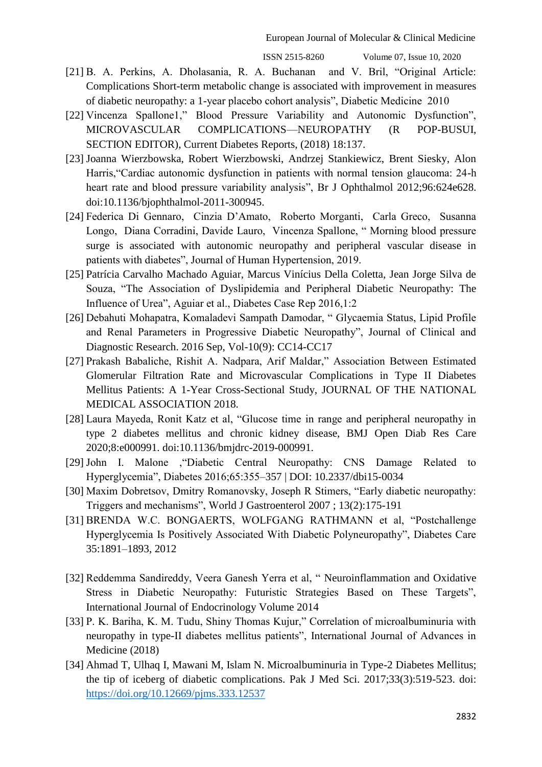[21] B. A. Perkins, A. Dholasania, R. A. Buchanan and V. Bril, "Original Article: Complications Short-term metabolic change is associated with improvement in measures of diabetic neuropathy: a 1-year placebo cohort analysis", Diabetic Medicine 2010

[22] Vincenza Spallone1," Blood Pressure Variability and Autonomic Dysfunction", MICROVASCULAR COMPLICATIONS—NEUROPATHY (R POP-BUSUI, SECTION EDITOR), Current Diabetes Reports, (2018) 18:137.

[23] Joanna Wierzbowska, Robert Wierzbowski, Andrzej Stankiewicz, Brent Siesky, Alon Harris,"Cardiac autonomic dysfunction in patients with normal tension glaucoma: 24-h heart rate and blood pressure variability analysis", Br J Ophthalmol 2012;96:624e628. doi:10.1136/bjophthalmol-2011-300945.

[24] Federica Di Gennaro, Cinzia D'Amato, Roberto Morganti, Carla Greco, Susanna Longo, Diana Corradini, Davide Lauro, Vincenza Spallone, " Morning blood pressure surge is associated with autonomic neuropathy and peripheral vascular disease in patients with diabetes", Journal of Human Hypertension, 2019.

[25] Patrícia Carvalho Machado Aguiar, Marcus Vinícius Della Coletta, Jean Jorge Silva de Souza, "The Association of Dyslipidemia and Peripheral Diabetic Neuropathy: The Influence of Urea", Aguiar et al., Diabetes Case Rep 2016,1:2

[26] Debahuti Mohapatra, Komaladevi Sampath Damodar, " Glycaemia Status, Lipid Profile and Renal Parameters in Progressive Diabetic Neuropathy", Journal of Clinical and Diagnostic Research. 2016 Sep, Vol-10(9): CC14-CC17

[27] Prakash Babaliche, Rishit A. Nadpara, Arif Maldar," Association Between Estimated Glomerular Filtration Rate and Microvascular Complications in Type II Diabetes Mellitus Patients: A 1-Year Cross-Sectional Study, JOURNAL OF THE NATIONAL MEDICAL ASSOCIATION 2018.

[28] Laura Mayeda, Ronit Katz et al, "Glucose time in range and peripheral neuropathy in type 2 diabetes mellitus and chronic kidney disease, BMJ Open Diab Res Care 2020;8:e000991. doi:10.1136/bmjdrc-2019-000991.

[29] John I. Malone ,"Diabetic Central Neuropathy: CNS Damage Related to Hyperglycemia", Diabetes 2016;65:355–357 | DOI: 10.2337/dbi15-0034

[30] Maxim Dobretsov, Dmitry Romanovsky, Joseph R Stimers, "Early diabetic neuropathy: Triggers and mechanisms", World J Gastroenterol 2007 ; 13(2):175-191

[31] BRENDA W.C. BONGAERTS, WOLFGANG RATHMANN et al, "Postchallenge Hyperglycemia Is Positively Associated With Diabetic Polyneuropathy", Diabetes Care 35:1891–1893, 2012

[32] Reddemma Sandireddy, Veera Ganesh Yerra et al, " Neuroinflammation and Oxidative Stress in Diabetic Neuropathy: Futuristic Strategies Based on These Targets", International Journal of Endocrinology Volume 2014

[33] P. K. Bariha, K. M. Tudu, Shiny Thomas Kujur," Correlation of microalbuminuria with neuropathy in type-II diabetes mellitus patients", International Journal of Advances in Medicine (2018)

[34] Ahmad T, Ulhaq I, Mawani M, Islam N. Microalbuminuria in Type-2 Diabetes Mellitus; the tip of iceberg of diabetic complications. Pak J Med Sci. 2017;33(3):519-523. doi: https://doi.org/10.12669/pjms.333.12537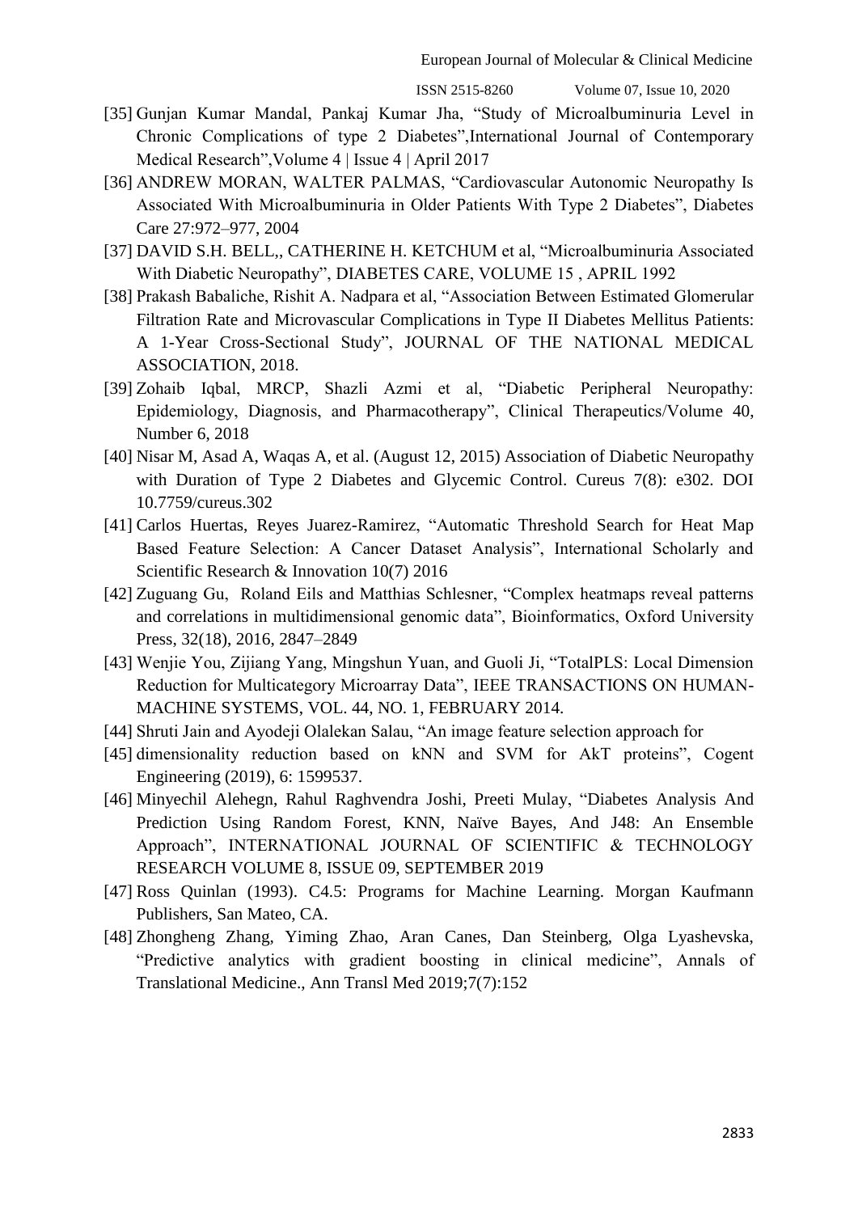[35] Gunjan Kumar Mandal, Pankaj Kumar Jha, "Study of Microalbuminuria Level in Chronic Complications of type 2 Diabetes",International Journal of Contemporary Medical Research",Volume 4 | Issue 4 | April 2017

[36] ANDREW MORAN, WALTER PALMAS, "Cardiovascular Autonomic Neuropathy Is Associated With Microalbuminuria in Older Patients With Type 2 Diabetes", Diabetes Care 27:972–977, 2004

[37] DAVID S.H. BELL,, CATHERINE H. KETCHUM et al, "Microalbuminuria Associated With Diabetic Neuropathy", DIABETES CARE, VOLUME 15 , APRIL 1992

[38] Prakash Babaliche, Rishit A. Nadpara et al, "Association Between Estimated Glomerular Filtration Rate and Microvascular Complications in Type II Diabetes Mellitus Patients: A 1-Year Cross-Sectional Study", JOURNAL OF THE NATIONAL MEDICAL ASSOCIATION, 2018.

[39] Zohaib Iqbal, MRCP, Shazli Azmi et al, "Diabetic Peripheral Neuropathy: Epidemiology, Diagnosis, and Pharmacotherapy", Clinical Therapeutics/Volume 40, Number 6, 2018

[40] Nisar M, Asad A, Waqas A, et al. (August 12, 2015) Association of Diabetic Neuropathy with Duration of Type 2 Diabetes and Glycemic Control. Cureus 7(8): e302. DOI 10.7759/cureus.302

[41] Carlos Huertas, Reyes Juarez-Ramirez, "Automatic Threshold Search for Heat Map Based Feature Selection: A Cancer Dataset Analysis", International Scholarly and Scientific Research & Innovation 10(7) 2016

[42] Zuguang Gu, Roland Eils and Matthias Schlesner, "Complex heatmaps reveal patterns and correlations in multidimensional genomic data", Bioinformatics, Oxford University Press, 32(18), 2016, 2847–2849

[43] Wenjie You, Zijiang Yang, Mingshun Yuan, and Guoli Ji, "TotalPLS: Local Dimension Reduction for Multicategory Microarray Data", IEEE TRANSACTIONS ON HUMAN-MACHINE SYSTEMS, VOL. 44, NO. 1, FEBRUARY 2014.

[44] Shruti Jain and Ayodeji Olalekan Salau, "An image feature selection approach for

[45] dimensionality reduction based on kNN and SVM for AkT proteins", Cogent Engineering (2019), 6: 1599537.

[46] Minyechil Alehegn, Rahul Raghvendra Joshi, Preeti Mulay, "Diabetes Analysis And Prediction Using Random Forest, KNN, Naïve Bayes, And J48: An Ensemble Approach", INTERNATIONAL JOURNAL OF SCIENTIFIC & TECHNOLOGY RESEARCH VOLUME 8, ISSUE 09, SEPTEMBER 2019

[47] Ross Quinlan (1993). C4.5: Programs for Machine Learning. Morgan Kaufmann Publishers, San Mateo, CA.

[48] Zhongheng Zhang, Yiming Zhao, Aran Canes, Dan Steinberg, Olga Lyashevska, "Predictive analytics with gradient boosting in clinical medicine", Annals of Translational Medicine., Ann Transl Med 2019;7(7):152